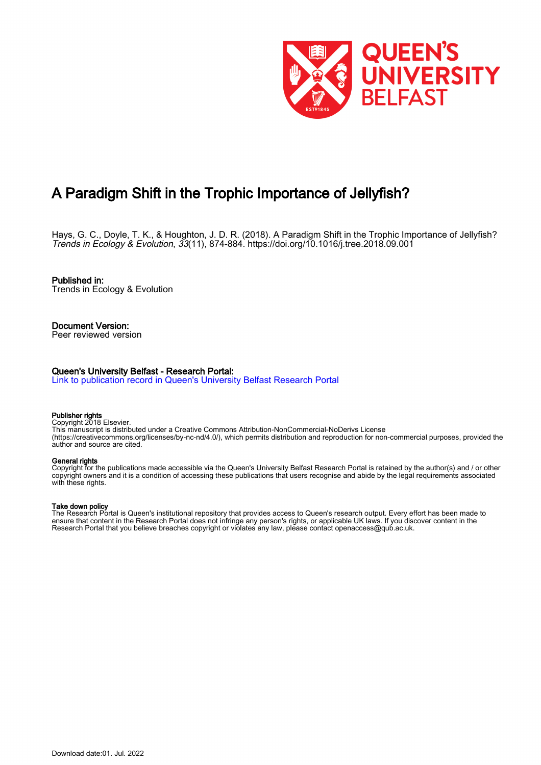# A Paradigm Shift in the Trophic Importance of Jellyfish?

Hays, G. C., Doyle, T. K., & Houghton, J. D. R. (2018). A Paradigm Shift in the Trophic Importance of Jellyfish? *Trends in Ecology & Evolution*, *33*(11), 874-884. https://doi.org/10.1016/j.tree.2018.09.001

**Published in:**
Trends in Ecology & Evolution

**Document Version:**
Peer reviewed version

**Queen's University Belfast - Research Portal:**
Link to publication record in Queen's University Belfast Research Portal

**Publisher rights**
Copyright 2018 Elsevier.
This manuscript is distributed under a Creative Commons Attribution-NonCommercial-NoDerivs License (https://creativecommons.org/licenses/by-nc-nd/4.0/), which permits distribution and reproduction for non-commercial purposes, provided the author and source are cited.

**General rights**
Copyright for the publications made accessible via the Queen's University Belfast Research Portal is retained by the author(s) and / or other copyright owners and it is a condition of accessing these publications that users recognise and abide by the legal requirements associated with these rights.

**Take down policy**
The Research Portal is Queen's institutional repository that provides access to Queen's research output. Every effort has been made to ensure that content in the Research Portal does not infringe any person's rights, or applicable UK laws. If you discover content in the Research Portal that you believe breaches copyright or violates any law, please contact openaccess@qub.ac.uk.

Download date:01. Jul. 2022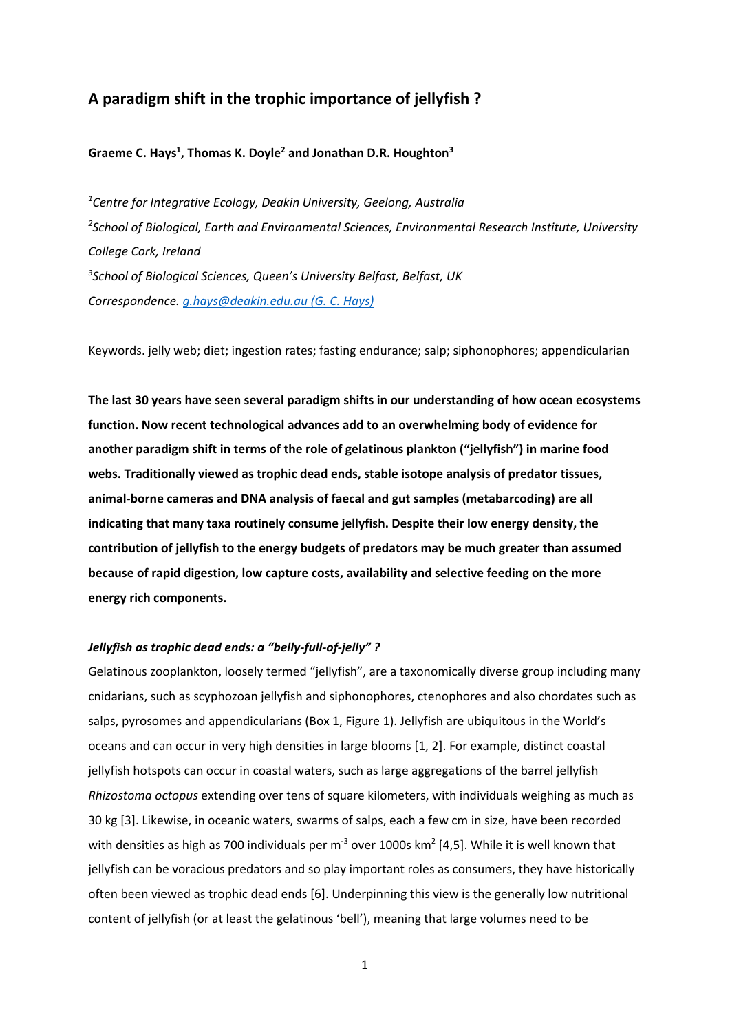# A paradigm shift in the trophic importance of jellyfish ?

**Graeme C. Hays[1], Thomas K. Doyle[2] and Jonathan D.R. Houghton[3]**

*[1]Centre for Integrative Ecology, Deakin University, Geelong, Australia*
*[2]School of Biological, Earth and Environmental Sciences, Environmental Research Institute, University College Cork, Ireland*
*[3]School of Biological Sciences, Queen's University Belfast, Belfast, UK*
*Correspondence. g.hays@deakin.edu.au (G. C. Hays)*

Keywords. jelly web; diet; ingestion rates; fasting endurance; salp; siphonophores; appendicularian

**The last 30 years have seen several paradigm shifts in our understanding of how ocean ecosystems function. Now recent technological advances add to an overwhelming body of evidence for another paradigm shift in terms of the role of gelatinous plankton ("jellyfish") in marine food webs. Traditionally viewed as trophic dead ends, stable isotope analysis of predator tissues, animal-borne cameras and DNA analysis of faecal and gut samples (metabarcoding) are all indicating that many taxa routinely consume jellyfish. Despite their low energy density, the contribution of jellyfish to the energy budgets of predators may be much greater than assumed because of rapid digestion, low capture costs, availability and selective feeding on the more energy rich components.**

### *Jellyfish as trophic dead ends: a "belly-full-of-jelly" ?*

Gelatinous zooplankton, loosely termed "jellyfish", are a taxonomically diverse group including many cnidarians, such as scyphozoan jellyfish and siphonophores, ctenophores and also chordates such as salps, pyrosomes and appendicularians (Box 1, Figure 1). Jellyfish are ubiquitous in the World's oceans and can occur in very high densities in large blooms [1, 2]. For example, distinct coastal jellyfish hotspots can occur in coastal waters, such as large aggregations of the barrel jellyfish *Rhizostoma octopus* extending over tens of square kilometers, with individuals weighing as much as 30 kg [3]. Likewise, in oceanic waters, swarms of salps, each a few cm in size, have been recorded with densities as high as 700 individuals per $m^{-3}$ over 1000s $km^2$ [4,5]. While it is well known that jellyfish can be voracious predators and so play important roles as consumers, they have historically often been viewed as trophic dead ends [6]. Underpinning this view is the generally low nutritional content of jellyfish (or at least the gelatinous 'bell'), meaning that large volumes need to be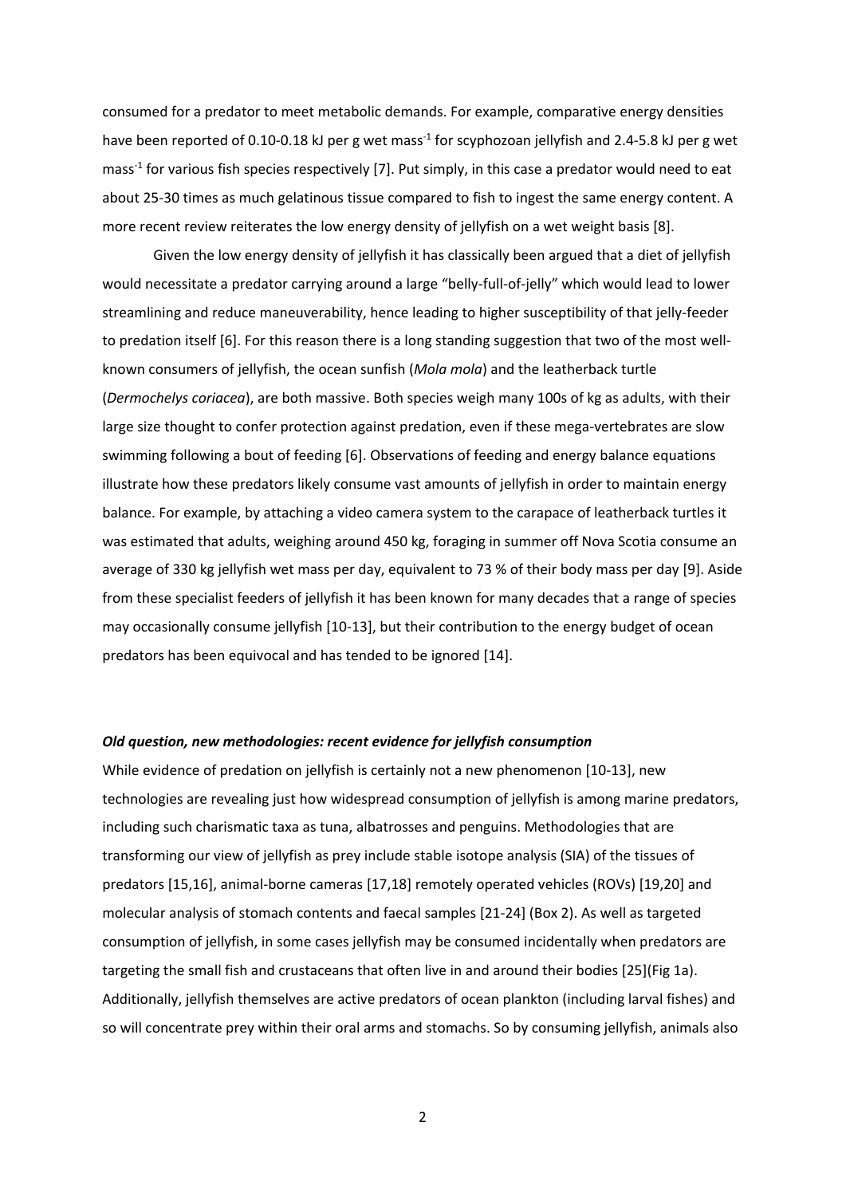consumed for a predator to meet metabolic demands. For example, comparative energy densities have been reported of 0.10-0.18 kJ per g wet mass$^{-1}$ for scyphozoan jellyfish and 2.4-5.8 kJ per g wet mass$^{-1}$ for various fish species respectively [7]. Put simply, in this case a predator would need to eat about 25-30 times as much gelatinous tissue compared to fish to ingest the same energy content. A more recent review reiterates the low energy density of jellyfish on a wet weight basis [8].

Given the low energy density of jellyfish it has classically been argued that a diet of jellyfish would necessitate a predator carrying around a large "belly-full-of-jelly" which would lead to lower streamlining and reduce maneuverability, hence leading to higher susceptibility of that jelly-feeder to predation itself [6]. For this reason there is a long standing suggestion that two of the most well-known consumers of jellyfish, the ocean sunfish (*Mola mola*) and the leatherback turtle (*Dermochelys coriacea*), are both massive. Both species weigh many 100s of kg as adults, with their large size thought to confer protection against predation, even if these mega-vertebrates are slow swimming following a bout of feeding [6]. Observations of feeding and energy balance equations illustrate how these predators likely consume vast amounts of jellyfish in order to maintain energy balance. For example, by attaching a video camera system to the carapace of leatherback turtles it was estimated that adults, weighing around 450 kg, foraging in summer off Nova Scotia consume an average of 330 kg jellyfish wet mass per day, equivalent to 73 % of their body mass per day [9]. Aside from these specialist feeders of jellyfish it has been known for many decades that a range of species may occasionally consume jellyfish [10-13], but their contribution to the energy budget of ocean predators has been equivocal and has tended to be ignored [14].

### *Old question, new methodologies: recent evidence for jellyfish consumption*

While evidence of predation on jellyfish is certainly not a new phenomenon [10-13], new technologies are revealing just how widespread consumption of jellyfish is among marine predators, including such charismatic taxa as tuna, albatrosses and penguins. Methodologies that are transforming our view of jellyfish as prey include stable isotope analysis (SIA) of the tissues of predators [15,16], animal-borne cameras [17,18] remotely operated vehicles (ROVs) [19,20] and molecular analysis of stomach contents and faecal samples [21-24] (Box 2). As well as targeted consumption of jellyfish, in some cases jellyfish may be consumed incidentally when predators are targeting the small fish and crustaceans that often live in and around their bodies [25](Fig 1a). Additionally, jellyfish themselves are active predators of ocean plankton (including larval fishes) and so will concentrate prey within their oral arms and stomachs. So by consuming jellyfish, animals also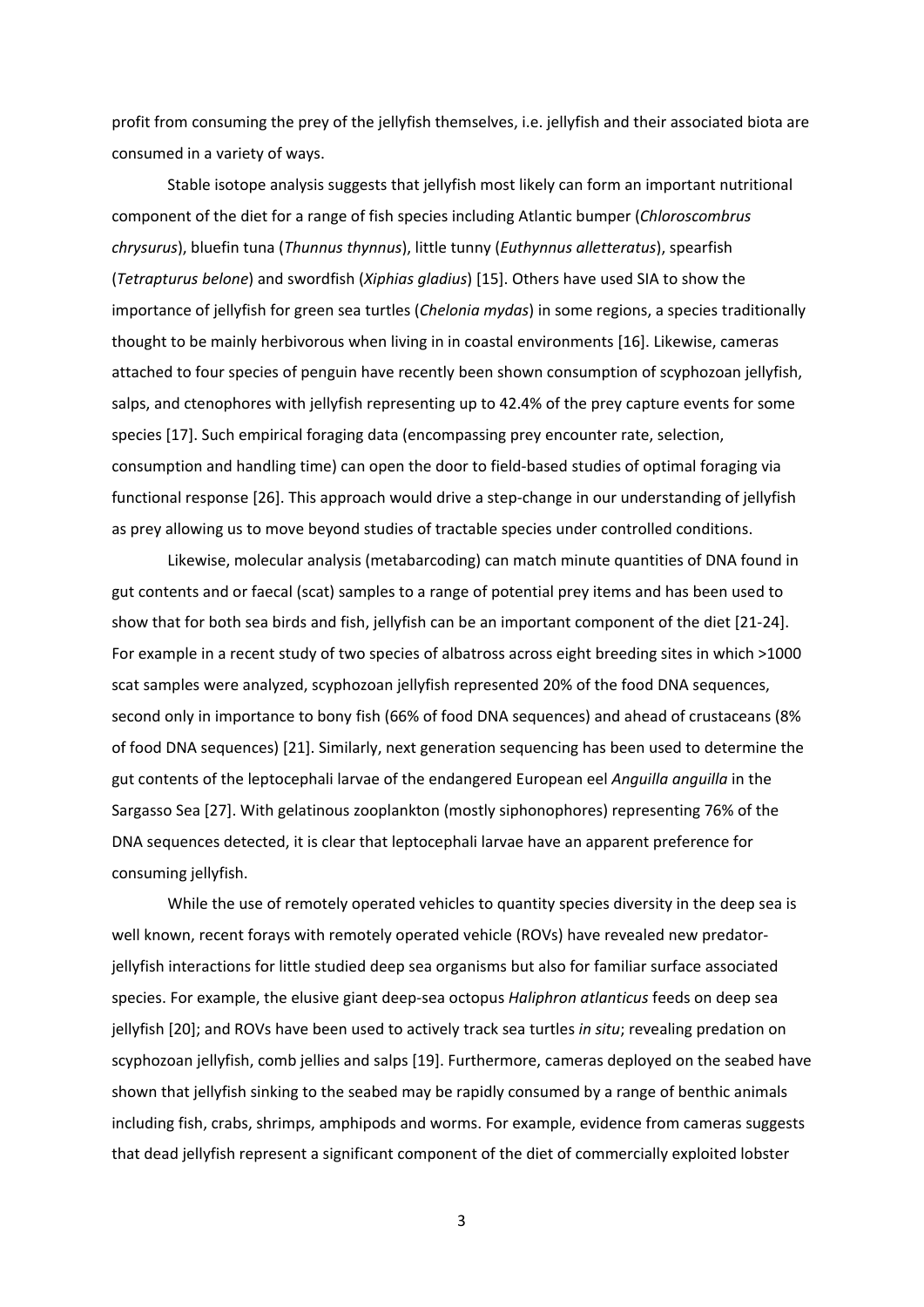profit from consuming the prey of the jellyfish themselves, i.e. jellyfish and their associated biota are consumed in a variety of ways.

Stable isotope analysis suggests that jellyfish most likely can form an important nutritional component of the diet for a range of fish species including Atlantic bumper (*Chloroscombrus chrysurus*), bluefin tuna (*Thunnus thynnus*), little tunny (*Euthynnus alletteratus*), spearfish (*Tetrapturus belone*) and swordfish (*Xiphias gladius*) [15]. Others have used SIA to show the importance of jellyfish for green sea turtles (*Chelonia mydas*) in some regions, a species traditionally thought to be mainly herbivorous when living in in coastal environments [16]. Likewise, cameras attached to four species of penguin have recently been shown consumption of scyphozoan jellyfish, salps, and ctenophores with jellyfish representing up to 42.4% of the prey capture events for some species [17]. Such empirical foraging data (encompassing prey encounter rate, selection, consumption and handling time) can open the door to field-based studies of optimal foraging via functional response [26]. This approach would drive a step-change in our understanding of jellyfish as prey allowing us to move beyond studies of tractable species under controlled conditions.

Likewise, molecular analysis (metabarcoding) can match minute quantities of DNA found in gut contents and or faecal (scat) samples to a range of potential prey items and has been used to show that for both sea birds and fish, jellyfish can be an important component of the diet [21-24]. For example in a recent study of two species of albatross across eight breeding sites in which >1000 scat samples were analyzed, scyphozoan jellyfish represented 20% of the food DNA sequences, second only in importance to bony fish (66% of food DNA sequences) and ahead of crustaceans (8% of food DNA sequences) [21]. Similarly, next generation sequencing has been used to determine the gut contents of the leptocephali larvae of the endangered European eel *Anguilla anguilla* in the Sargasso Sea [27]. With gelatinous zooplankton (mostly siphonophores) representing 76% of the DNA sequences detected, it is clear that leptocephali larvae have an apparent preference for consuming jellyfish.

While the use of remotely operated vehicles to quantity species diversity in the deep sea is well known, recent forays with remotely operated vehicle (ROVs) have revealed new predator-jellyfish interactions for little studied deep sea organisms but also for familiar surface associated species. For example, the elusive giant deep-sea octopus *Haliphron atlanticus* feeds on deep sea jellyfish [20]; and ROVs have been used to actively track sea turtles *in situ*; revealing predation on scyphozoan jellyfish, comb jellies and salps [19]. Furthermore, cameras deployed on the seabed have shown that jellyfish sinking to the seabed may be rapidly consumed by a range of benthic animals including fish, crabs, shrimps, amphipods and worms. For example, evidence from cameras suggests that dead jellyfish represent a significant component of the diet of commercially exploited lobster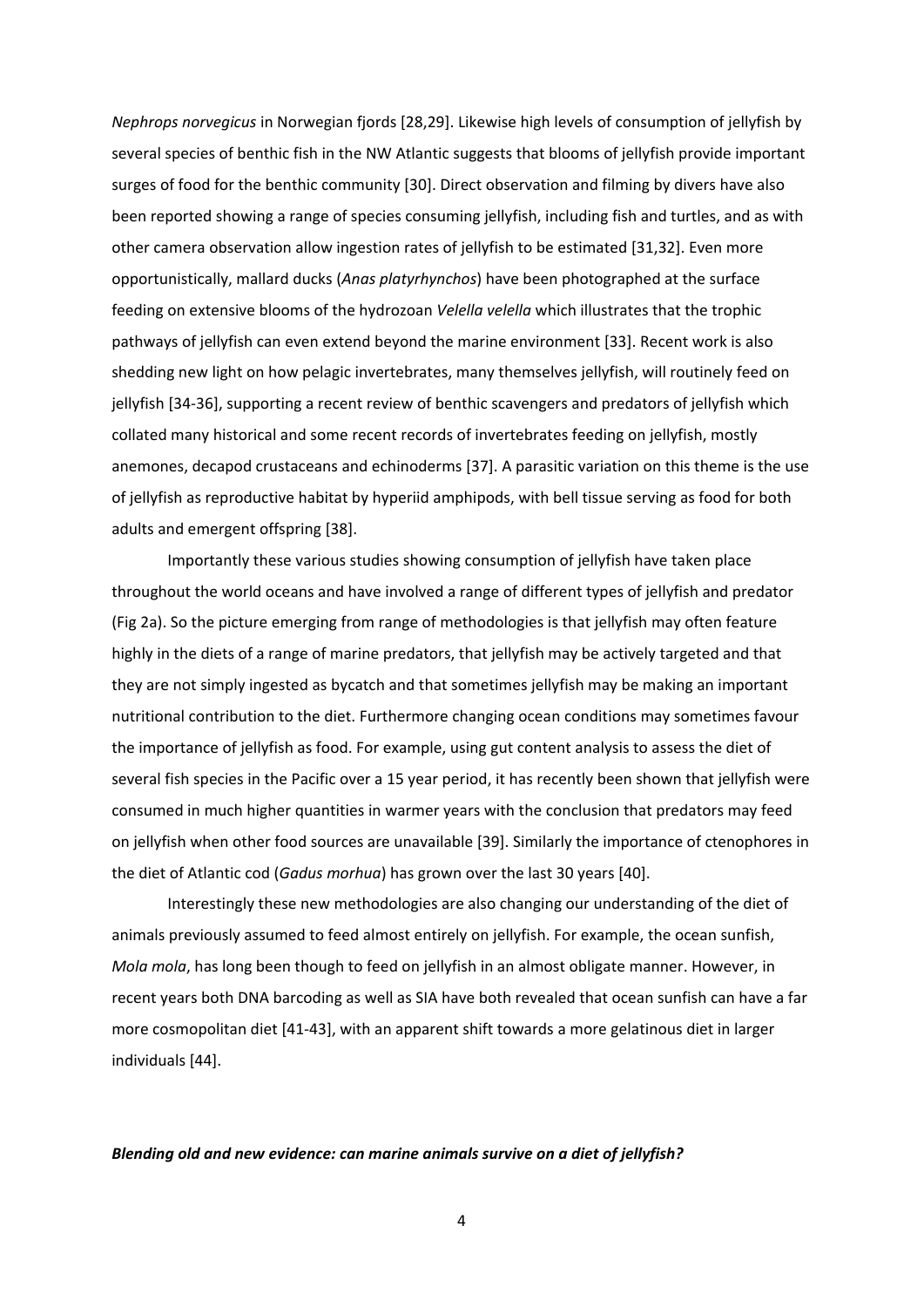*Nephrops norvegicus* in Norwegian fjords [28,29]. Likewise high levels of consumption of jellyfish by several species of benthic fish in the NW Atlantic suggests that blooms of jellyfish provide important surges of food for the benthic community [30]. Direct observation and filming by divers have also been reported showing a range of species consuming jellyfish, including fish and turtles, and as with other camera observation allow ingestion rates of jellyfish to be estimated [31,32]. Even more opportunistically, mallard ducks (*Anas platyrhynchos*) have been photographed at the surface feeding on extensive blooms of the hydrozoan *Velella velella* which illustrates that the trophic pathways of jellyfish can even extend beyond the marine environment [33]. Recent work is also shedding new light on how pelagic invertebrates, many themselves jellyfish, will routinely feed on jellyfish [34-36], supporting a recent review of benthic scavengers and predators of jellyfish which collated many historical and some recent records of invertebrates feeding on jellyfish, mostly anemones, decapod crustaceans and echinoderms [37]. A parasitic variation on this theme is the use of jellyfish as reproductive habitat by hyperiid amphipods, with bell tissue serving as food for both adults and emergent offspring [38].

Importantly these various studies showing consumption of jellyfish have taken place throughout the world oceans and have involved a range of different types of jellyfish and predator (Fig 2a). So the picture emerging from range of methodologies is that jellyfish may often feature highly in the diets of a range of marine predators, that jellyfish may be actively targeted and that they are not simply ingested as bycatch and that sometimes jellyfish may be making an important nutritional contribution to the diet. Furthermore changing ocean conditions may sometimes favour the importance of jellyfish as food. For example, using gut content analysis to assess the diet of several fish species in the Pacific over a 15 year period, it has recently been shown that jellyfish were consumed in much higher quantities in warmer years with the conclusion that predators may feed on jellyfish when other food sources are unavailable [39]. Similarly the importance of ctenophores in the diet of Atlantic cod (*Gadus morhua*) has grown over the last 30 years [40].

Interestingly these new methodologies are also changing our understanding of the diet of animals previously assumed to feed almost entirely on jellyfish. For example, the ocean sunfish, *Mola mola*, has long been though to feed on jellyfish in an almost obligate manner. However, in recent years both DNA barcoding as well as SIA have both revealed that ocean sunfish can have a far more cosmopolitan diet [41-43], with an apparent shift towards a more gelatinous diet in larger individuals [44].

### ***Blending old and new evidence: can marine animals survive on a diet of jellyfish?***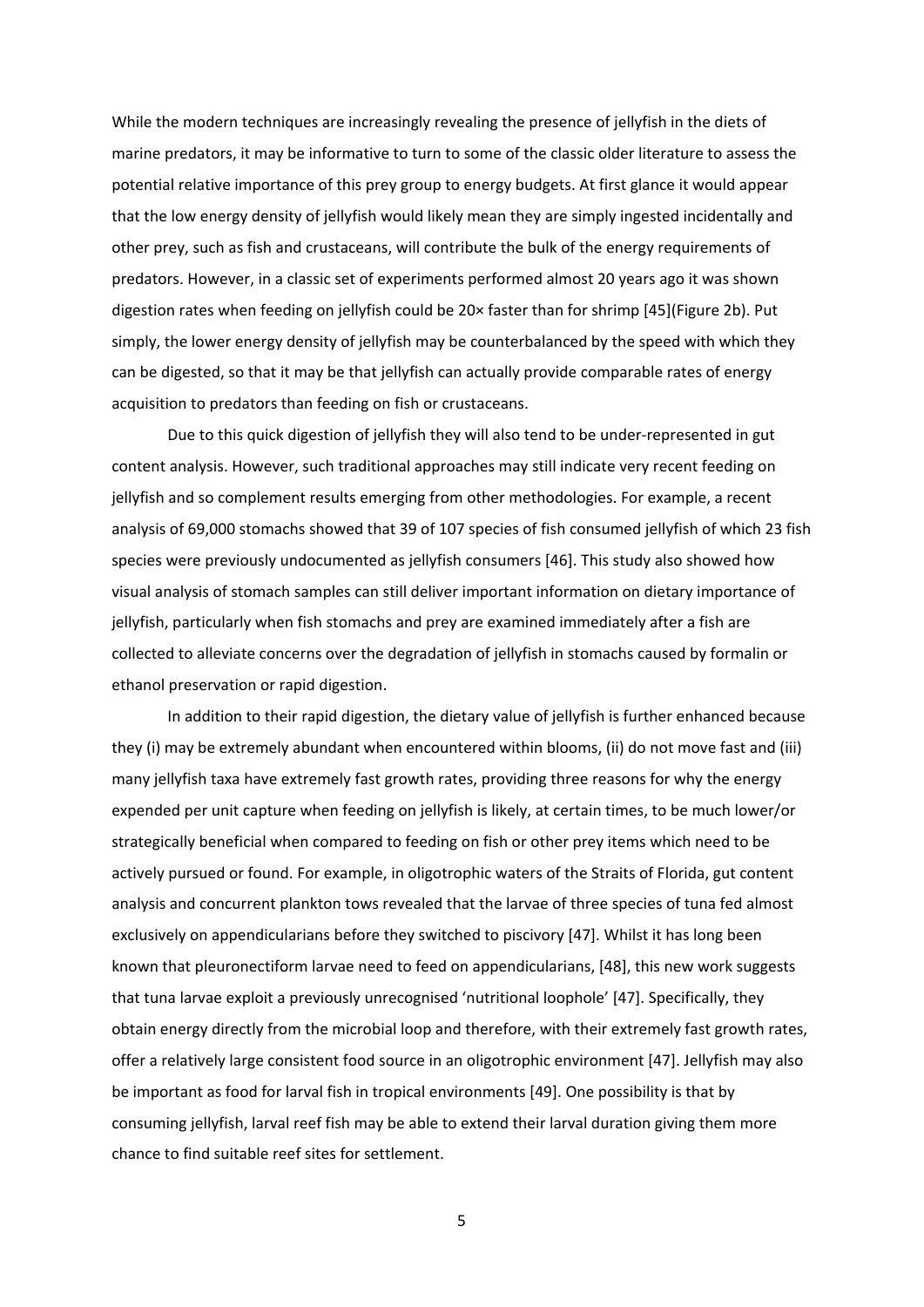While the modern techniques are increasingly revealing the presence of jellyfish in the diets of marine predators, it may be informative to turn to some of the classic older literature to assess the potential relative importance of this prey group to energy budgets. At first glance it would appear that the low energy density of jellyfish would likely mean they are simply ingested incidentally and other prey, such as fish and crustaceans, will contribute the bulk of the energy requirements of predators. However, in a classic set of experiments performed almost 20 years ago it was shown digestion rates when feeding on jellyfish could be 20× faster than for shrimp [45](Figure 2b). Put simply, the lower energy density of jellyfish may be counterbalanced by the speed with which they can be digested, so that it may be that jellyfish can actually provide comparable rates of energy acquisition to predators than feeding on fish or crustaceans.

Due to this quick digestion of jellyfish they will also tend to be under-represented in gut content analysis. However, such traditional approaches may still indicate very recent feeding on jellyfish and so complement results emerging from other methodologies. For example, a recent analysis of 69,000 stomachs showed that 39 of 107 species of fish consumed jellyfish of which 23 fish species were previously undocumented as jellyfish consumers [46]. This study also showed how visual analysis of stomach samples can still deliver important information on dietary importance of jellyfish, particularly when fish stomachs and prey are examined immediately after a fish are collected to alleviate concerns over the degradation of jellyfish in stomachs caused by formalin or ethanol preservation or rapid digestion.

In addition to their rapid digestion, the dietary value of jellyfish is further enhanced because they (i) may be extremely abundant when encountered within blooms, (ii) do not move fast and (iii) many jellyfish taxa have extremely fast growth rates, providing three reasons for why the energy expended per unit capture when feeding on jellyfish is likely, at certain times, to be much lower/or strategically beneficial when compared to feeding on fish or other prey items which need to be actively pursued or found. For example, in oligotrophic waters of the Straits of Florida, gut content analysis and concurrent plankton tows revealed that the larvae of three species of tuna fed almost exclusively on appendicularians before they switched to piscivory [47]. Whilst it has long been known that pleuronectiform larvae need to feed on appendicularians, [48], this new work suggests that tuna larvae exploit a previously unrecognised 'nutritional loophole' [47]. Specifically, they obtain energy directly from the microbial loop and therefore, with their extremely fast growth rates, offer a relatively large consistent food source in an oligotrophic environment [47]. Jellyfish may also be important as food for larval fish in tropical environments [49]. One possibility is that by consuming jellyfish, larval reef fish may be able to extend their larval duration giving them more chance to find suitable reef sites for settlement.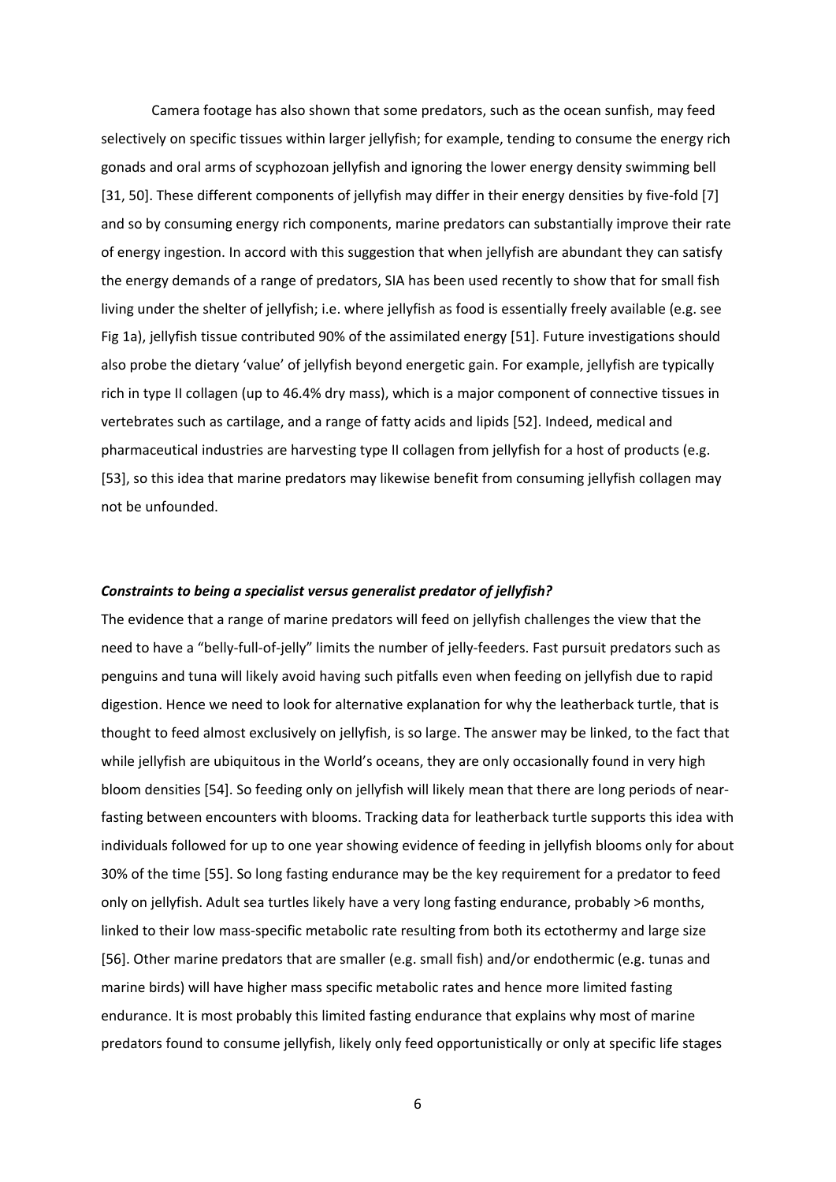Camera footage has also shown that some predators, such as the ocean sunfish, may feed selectively on specific tissues within larger jellyfish; for example, tending to consume the energy rich gonads and oral arms of scyphozoan jellyfish and ignoring the lower energy density swimming bell [31, 50]. These different components of jellyfish may differ in their energy densities by five-fold [7] and so by consuming energy rich components, marine predators can substantially improve their rate of energy ingestion. In accord with this suggestion that when jellyfish are abundant they can satisfy the energy demands of a range of predators, SIA has been used recently to show that for small fish living under the shelter of jellyfish; i.e. where jellyfish as food is essentially freely available (e.g. see Fig 1a), jellyfish tissue contributed 90% of the assimilated energy [51]. Future investigations should also probe the dietary 'value' of jellyfish beyond energetic gain. For example, jellyfish are typically rich in type II collagen (up to 46.4% dry mass), which is a major component of connective tissues in vertebrates such as cartilage, and a range of fatty acids and lipids [52]. Indeed, medical and pharmaceutical industries are harvesting type II collagen from jellyfish for a host of products (e.g. [53], so this idea that marine predators may likewise benefit from consuming jellyfish collagen may not be unfounded.

### *Constraints to being a specialist versus generalist predator of jellyfish?*

The evidence that a range of marine predators will feed on jellyfish challenges the view that the need to have a "belly-full-of-jelly" limits the number of jelly-feeders. Fast pursuit predators such as penguins and tuna will likely avoid having such pitfalls even when feeding on jellyfish due to rapid digestion. Hence we need to look for alternative explanation for why the leatherback turtle, that is thought to feed almost exclusively on jellyfish, is so large. The answer may be linked, to the fact that while jellyfish are ubiquitous in the World's oceans, they are only occasionally found in very high bloom densities [54]. So feeding only on jellyfish will likely mean that there are long periods of near-fasting between encounters with blooms. Tracking data for leatherback turtle supports this idea with individuals followed for up to one year showing evidence of feeding in jellyfish blooms only for about 30% of the time [55]. So long fasting endurance may be the key requirement for a predator to feed only on jellyfish. Adult sea turtles likely have a very long fasting endurance, probably >6 months, linked to their low mass-specific metabolic rate resulting from both its ectothermy and large size [56]. Other marine predators that are smaller (e.g. small fish) and/or endothermic (e.g. tunas and marine birds) will have higher mass specific metabolic rates and hence more limited fasting endurance. It is most probably this limited fasting endurance that explains why most of marine predators found to consume jellyfish, likely only feed opportunistically or only at specific life stages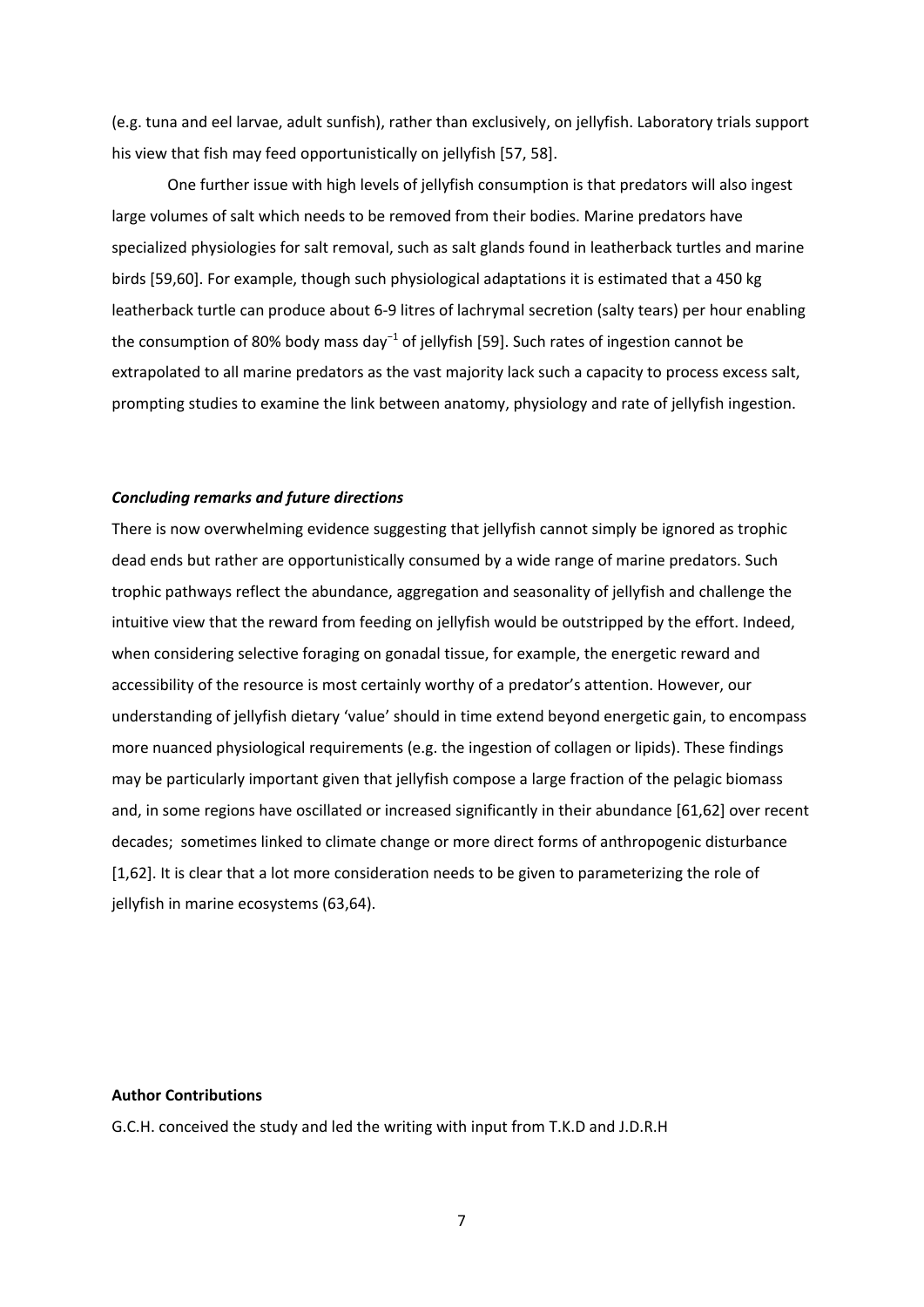(e.g. tuna and eel larvae, adult sunfish), rather than exclusively, on jellyfish. Laboratory trials support his view that fish may feed opportunistically on jellyfish [57, 58].

One further issue with high levels of jellyfish consumption is that predators will also ingest large volumes of salt which needs to be removed from their bodies. Marine predators have specialized physiologies for salt removal, such as salt glands found in leatherback turtles and marine birds [59,60]. For example, though such physiological adaptations it is estimated that a 450 kg leatherback turtle can produce about 6-9 litres of lachrymal secretion (salty tears) per hour enabling the consumption of 80% body mass day$^{-1}$ of jellyfish [59]. Such rates of ingestion cannot be extrapolated to all marine predators as the vast majority lack such a capacity to process excess salt, prompting studies to examine the link between anatomy, physiology and rate of jellyfish ingestion.

***Concluding remarks and future directions***

There is now overwhelming evidence suggesting that jellyfish cannot simply be ignored as trophic dead ends but rather are opportunistically consumed by a wide range of marine predators. Such trophic pathways reflect the abundance, aggregation and seasonality of jellyfish and challenge the intuitive view that the reward from feeding on jellyfish would be outstripped by the effort. Indeed, when considering selective foraging on gonadal tissue, for example, the energetic reward and accessibility of the resource is most certainly worthy of a predator's attention. However, our understanding of jellyfish dietary 'value' should in time extend beyond energetic gain, to encompass more nuanced physiological requirements (e.g. the ingestion of collagen or lipids). These findings may be particularly important given that jellyfish compose a large fraction of the pelagic biomass and, in some regions have oscillated or increased significantly in their abundance [61,62] over recent decades; sometimes linked to climate change or more direct forms of anthropogenic disturbance [1,62]. It is clear that a lot more consideration needs to be given to parameterizing the role of jellyfish in marine ecosystems (63,64).

**Author Contributions**

G.C.H. conceived the study and led the writing with input from T.K.D and J.D.R.H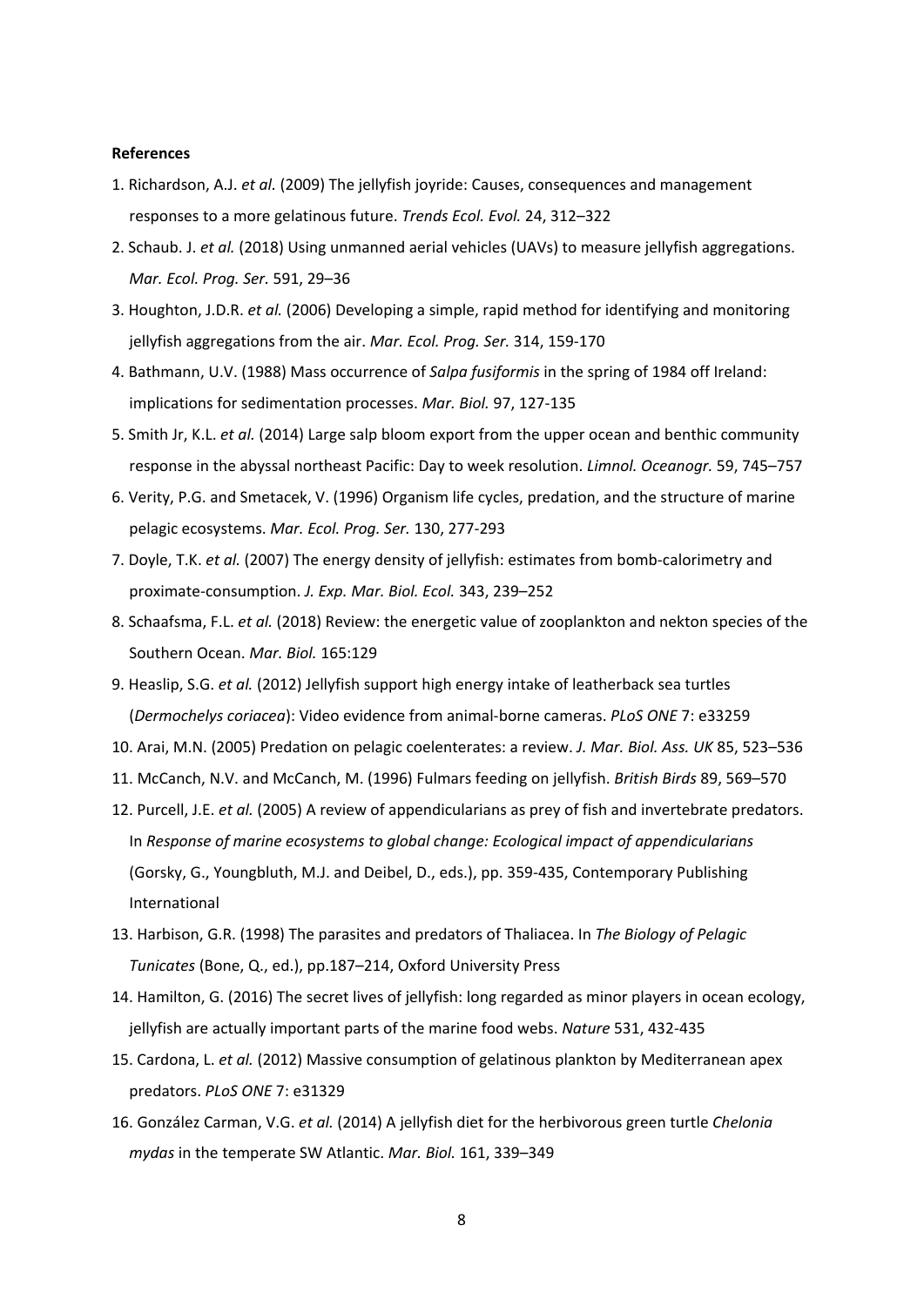**References**

1. Richardson, A.J. *et al.* (2009) The jellyfish joyride: Causes, consequences and management responses to a more gelatinous future. *Trends Ecol. Evol.* 24, 312–322
2. Schaub. J. *et al.* (2018) Using unmanned aerial vehicles (UAVs) to measure jellyfish aggregations. *Mar. Ecol. Prog. Ser.* 591, 29–36
3. Houghton, J.D.R. *et al.* (2006) Developing a simple, rapid method for identifying and monitoring jellyfish aggregations from the air. *Mar. Ecol. Prog. Ser.* 314, 159-170
4. Bathmann, U.V. (1988) Mass occurrence of *Salpa fusiformis* in the spring of 1984 off Ireland: implications for sedimentation processes. *Mar. Biol.* 97, 127-135
5. Smith Jr, K.L. *et al.* (2014) Large salp bloom export from the upper ocean and benthic community response in the abyssal northeast Pacific: Day to week resolution. *Limnol. Oceanogr.* 59, 745–757
6. Verity, P.G. and Smetacek, V. (1996) Organism life cycles, predation, and the structure of marine pelagic ecosystems. *Mar. Ecol. Prog. Ser.* 130, 277-293
7. Doyle, T.K. *et al.* (2007) The energy density of jellyfish: estimates from bomb-calorimetry and proximate-consumption. *J. Exp. Mar. Biol. Ecol.* 343, 239–252
8. Schaafsma, F.L. *et al.* (2018) Review: the energetic value of zooplankton and nekton species of the Southern Ocean. *Mar. Biol.* 165:129
9. Heaslip, S.G. *et al.* (2012) Jellyfish support high energy intake of leatherback sea turtles (*Dermochelys coriacea*): Video evidence from animal-borne cameras. *PLoS ONE* 7: e33259
10. Arai, M.N. (2005) Predation on pelagic coelenterates: a review. *J. Mar. Biol. Ass. UK* 85, 523–536
11. McCanch, N.V. and McCanch, M. (1996) Fulmars feeding on jellyfish. *British Birds* 89, 569–570
12. Purcell, J.E. *et al.* (2005) A review of appendicularians as prey of fish and invertebrate predators. In *Response of marine ecosystems to global change: Ecological impact of appendicularians* (Gorsky, G., Youngbluth, M.J. and Deibel, D., eds.), pp. 359-435, Contemporary Publishing International
13. Harbison, G.R. (1998) The parasites and predators of Thaliacea. In *The Biology of Pelagic Tunicates* (Bone, Q., ed.), pp.187–214, Oxford University Press
14. Hamilton, G. (2016) The secret lives of jellyfish: long regarded as minor players in ocean ecology, jellyfish are actually important parts of the marine food webs. *Nature* 531, 432-435
15. Cardona, L. *et al.* (2012) Massive consumption of gelatinous plankton by Mediterranean apex predators. *PLoS ONE* 7: e31329
16. González Carman, V.G. *et al.* (2014) A jellyfish diet for the herbivorous green turtle *Chelonia mydas* in the temperate SW Atlantic. *Mar. Biol.* 161, 339–349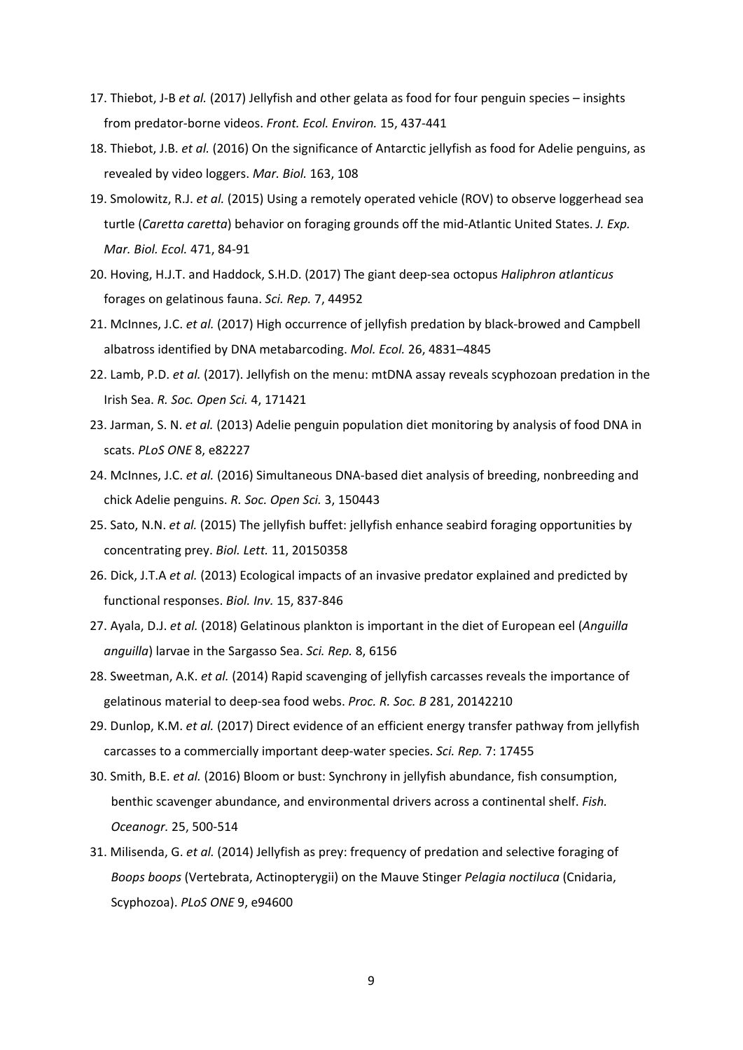17. Thiebot, J-B *et al.* (2017) Jellyfish and other gelata as food for four penguin species – insights from predator-borne videos. *Front. Ecol. Environ.* 15, 437-441
18. Thiebot, J.B. *et al.* (2016) On the significance of Antarctic jellyfish as food for Adelie penguins, as revealed by video loggers. *Mar. Biol.* 163, 108
19. Smolowitz, R.J. *et al.* (2015) Using a remotely operated vehicle (ROV) to observe loggerhead sea turtle (*Caretta caretta*) behavior on foraging grounds off the mid-Atlantic United States. *J. Exp. Mar. Biol. Ecol.* 471, 84-91
20. Hoving, H.J.T. and Haddock, S.H.D. (2017) The giant deep-sea octopus *Haliphron atlanticus* forages on gelatinous fauna. *Sci. Rep.* 7, 44952
21. McInnes, J.C. *et al.* (2017) High occurrence of jellyfish predation by black-browed and Campbell albatross identified by DNA metabarcoding. *Mol. Ecol.* 26, 4831–4845
22. Lamb, P.D. *et al.* (2017). Jellyfish on the menu: mtDNA assay reveals scyphozoan predation in the Irish Sea. *R. Soc. Open Sci.* 4, 171421
23. Jarman, S. N. *et al.* (2013) Adelie penguin population diet monitoring by analysis of food DNA in scats. *PLoS ONE* 8, e82227
24. McInnes, J.C. *et al.* (2016) Simultaneous DNA-based diet analysis of breeding, nonbreeding and chick Adelie penguins. *R. Soc. Open Sci.* 3, 150443
25. Sato, N.N. *et al.* (2015) The jellyfish buffet: jellyfish enhance seabird foraging opportunities by concentrating prey. *Biol. Lett.* 11, 20150358
26. Dick, J.T.A *et al.* (2013) Ecological impacts of an invasive predator explained and predicted by functional responses. *Biol. Inv.* 15, 837-846
27. Ayala, D.J. *et al.* (2018) Gelatinous plankton is important in the diet of European eel (*Anguilla anguilla*) larvae in the Sargasso Sea. *Sci. Rep.* 8, 6156
28. Sweetman, A.K. *et al.* (2014) Rapid scavenging of jellyfish carcasses reveals the importance of gelatinous material to deep-sea food webs. *Proc. R. Soc. B* 281, 20142210
29. Dunlop, K.M. *et al.* (2017) Direct evidence of an efficient energy transfer pathway from jellyfish carcasses to a commercially important deep-water species. *Sci. Rep.* 7: 17455
30. Smith, B.E. *et al.* (2016) Bloom or bust: Synchrony in jellyfish abundance, fish consumption, benthic scavenger abundance, and environmental drivers across a continental shelf. *Fish. Oceanogr.* 25, 500-514
31. Milisenda, G. *et al.* (2014) Jellyfish as prey: frequency of predation and selective foraging of *Boops boops* (Vertebrata, Actinopterygii) on the Mauve Stinger *Pelagia noctiluca* (Cnidaria, Scyphozoa). *PLoS ONE* 9, e94600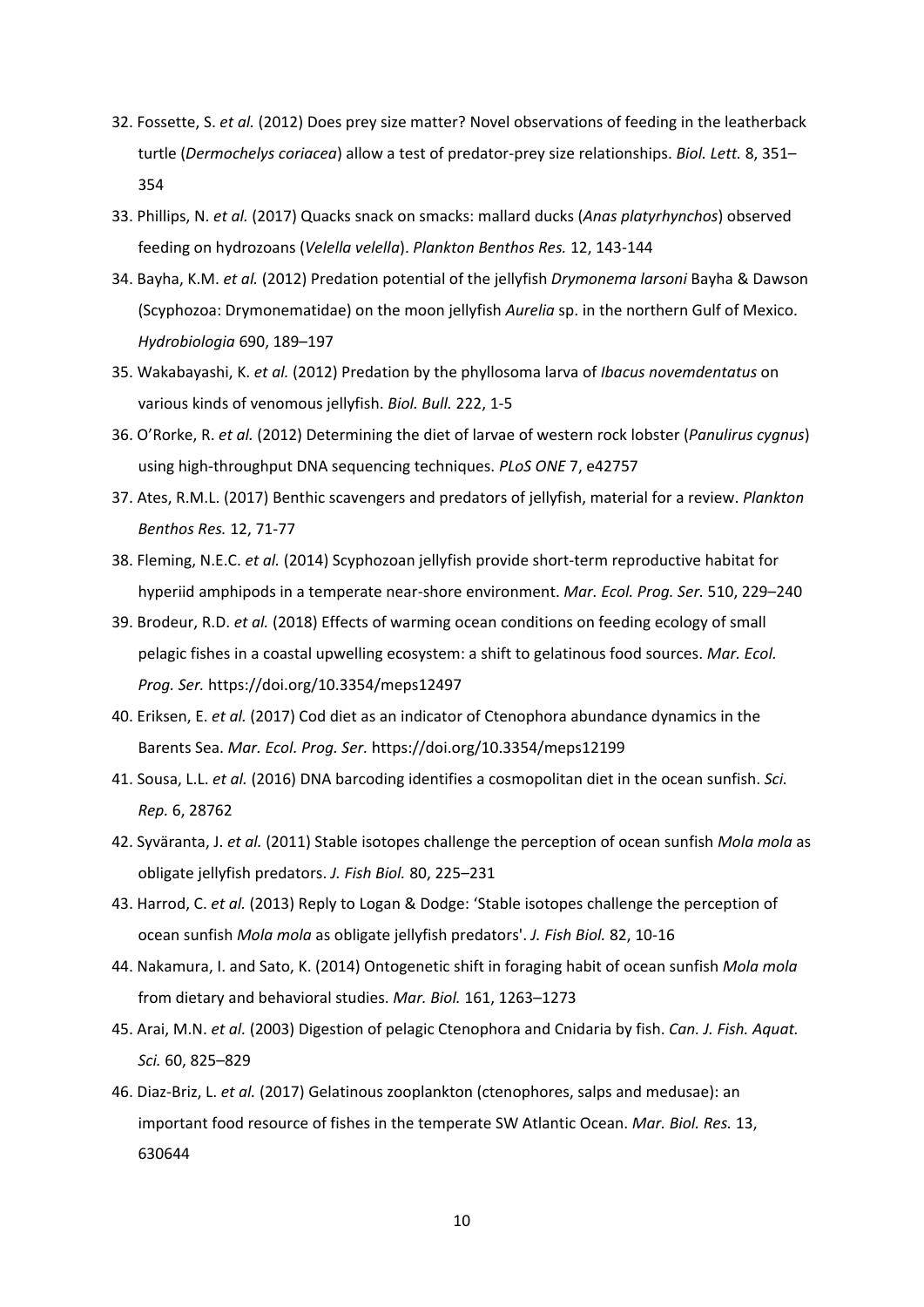32. Fossette, S. *et al.* (2012) Does prey size matter? Novel observations of feeding in the leatherback turtle (*Dermochelys coriacea*) allow a test of predator-prey size relationships. *Biol. Lett.* 8, 351–354
33. Phillips, N. *et al.* (2017) Quacks snack on smacks: mallard ducks (*Anas platyrhynchos*) observed feeding on hydrozoans (*Velella velella*). *Plankton Benthos Res.* 12, 143-144
34. Bayha, K.M. *et al.* (2012) Predation potential of the jellyfish *Drymonema larsoni* Bayha & Dawson (Scyphozoa: Drymonematidae) on the moon jellyfish *Aurelia* sp. in the northern Gulf of Mexico. *Hydrobiologia* 690, 189–197
35. Wakabayashi, K. *et al.* (2012) Predation by the phyllosoma larva of *Ibacus novemdentatus* on various kinds of venomous jellyfish. *Biol. Bull.* 222, 1-5
36. O'Rorke, R. *et al.* (2012) Determining the diet of larvae of western rock lobster (*Panulirus cygnus*) using high-throughput DNA sequencing techniques. *PLoS ONE* 7, e42757
37. Ates, R.M.L. (2017) Benthic scavengers and predators of jellyfish, material for a review. *Plankton Benthos Res.* 12, 71-77
38. Fleming, N.E.C. *et al.* (2014) Scyphozoan jellyfish provide short-term reproductive habitat for hyperiid amphipods in a temperate near-shore environment. *Mar. Ecol. Prog. Ser.* 510, 229–240
39. Brodeur, R.D. *et al.* (2018) Effects of warming ocean conditions on feeding ecology of small pelagic fishes in a coastal upwelling ecosystem: a shift to gelatinous food sources. *Mar. Ecol. Prog. Ser.* https://doi.org/10.3354/meps12497
40. Eriksen, E. *et al.* (2017) Cod diet as an indicator of Ctenophora abundance dynamics in the Barents Sea. *Mar. Ecol. Prog. Ser.* https://doi.org/10.3354/meps12199
41. Sousa, L.L. *et al.* (2016) DNA barcoding identifies a cosmopolitan diet in the ocean sunfish. *Sci. Rep.* 6, 28762
42. Syväranta, J. *et al.* (2011) Stable isotopes challenge the perception of ocean sunfish *Mola mola* as obligate jellyfish predators. *J. Fish Biol.* 80, 225–231
43. Harrod, C. *et al.* (2013) Reply to Logan & Dodge: 'Stable isotopes challenge the perception of ocean sunfish *Mola mola* as obligate jellyfish predators'. *J. Fish Biol.* 82, 10-16
44. Nakamura, I. and Sato, K. (2014) Ontogenetic shift in foraging habit of ocean sunfish *Mola mola* from dietary and behavioral studies. *Mar. Biol.* 161, 1263–1273
45. Arai, M.N. *et al.* (2003) Digestion of pelagic Ctenophora and Cnidaria by fish. *Can. J. Fish. Aquat. Sci.* 60, 825–829
46. Diaz-Briz, L. *et al.* (2017) Gelatinous zooplankton (ctenophores, salps and medusae): an important food resource of fishes in the temperate SW Atlantic Ocean. *Mar. Biol. Res.* 13, 630644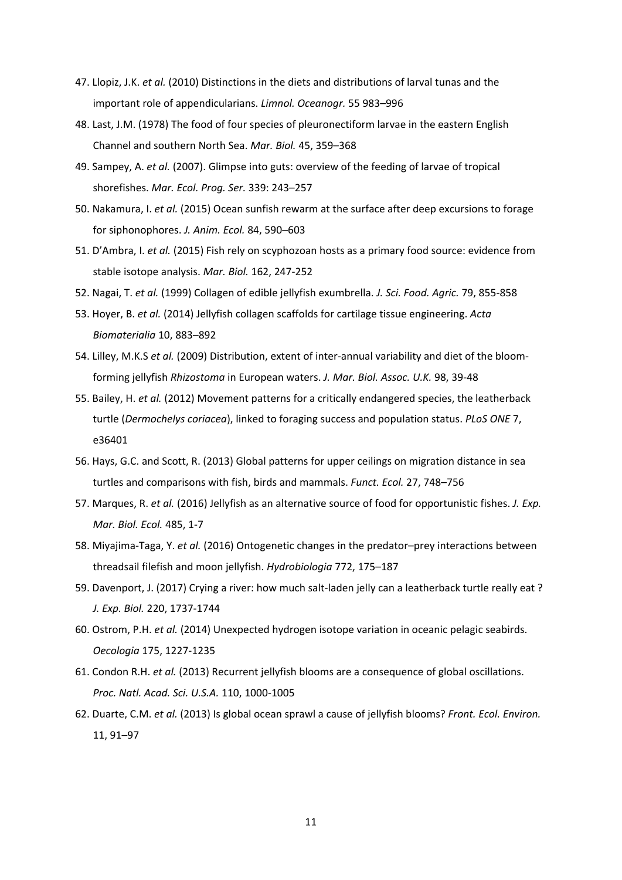47. Llopiz, J.K. *et al.* (2010) Distinctions in the diets and distributions of larval tunas and the important role of appendicularians. *Limnol. Oceanogr.* 55 983–996

48. Last, J.M. (1978) The food of four species of pleuronectiform larvae in the eastern English Channel and southern North Sea. *Mar. Biol.* 45, 359–368

49. Sampey, A. *et al.* (2007). Glimpse into guts: overview of the feeding of larvae of tropical shorefishes. *Mar. Ecol. Prog. Ser.* 339: 243–257

50. Nakamura, I. *et al.* (2015) Ocean sunfish rewarm at the surface after deep excursions to forage for siphonophores. *J. Anim. Ecol.* 84, 590–603

51. D'Ambra, I. *et al.* (2015) Fish rely on scyphozoan hosts as a primary food source: evidence from stable isotope analysis. *Mar. Biol.* 162, 247-252

52. Nagai, T. *et al.* (1999) Collagen of edible jellyfish exumbrella. *J. Sci. Food. Agric.* 79, 855-858

53. Hoyer, B. *et al.* (2014) Jellyfish collagen scaffolds for cartilage tissue engineering. *Acta Biomaterialia* 10, 883–892

54. Lilley, M.K.S *et al.* (2009) Distribution, extent of inter-annual variability and diet of the bloom-forming jellyfish *Rhizostoma* in European waters. *J. Mar. Biol. Assoc. U.K.* 98, 39-48

55. Bailey, H. *et al.* (2012) Movement patterns for a critically endangered species, the leatherback turtle (*Dermochelys coriacea*), linked to foraging success and population status. *PLoS ONE* 7, e36401

56. Hays, G.C. and Scott, R. (2013) Global patterns for upper ceilings on migration distance in sea turtles and comparisons with fish, birds and mammals. *Funct. Ecol.* 27, 748–756

57. Marques, R. *et al.* (2016) Jellyfish as an alternative source of food for opportunistic fishes. *J. Exp. Mar. Biol. Ecol.* 485, 1-7

58. Miyajima-Taga, Y. *et al.* (2016) Ontogenetic changes in the predator–prey interactions between threadsail filefish and moon jellyfish. *Hydrobiologia* 772, 175–187

59. Davenport, J. (2017) Crying a river: how much salt-laden jelly can a leatherback turtle really eat ? *J. Exp. Biol.* 220, 1737-1744

60. Ostrom, P.H. *et al.* (2014) Unexpected hydrogen isotope variation in oceanic pelagic seabirds. *Oecologia* 175, 1227-1235

61. Condon R.H. *et al.* (2013) Recurrent jellyfish blooms are a consequence of global oscillations. *Proc. Natl. Acad. Sci. U.S.A.* 110, 1000-1005

62. Duarte, C.M. *et al.* (2013) Is global ocean sprawl a cause of jellyfish blooms? *Front. Ecol. Environ.* 11, 91–97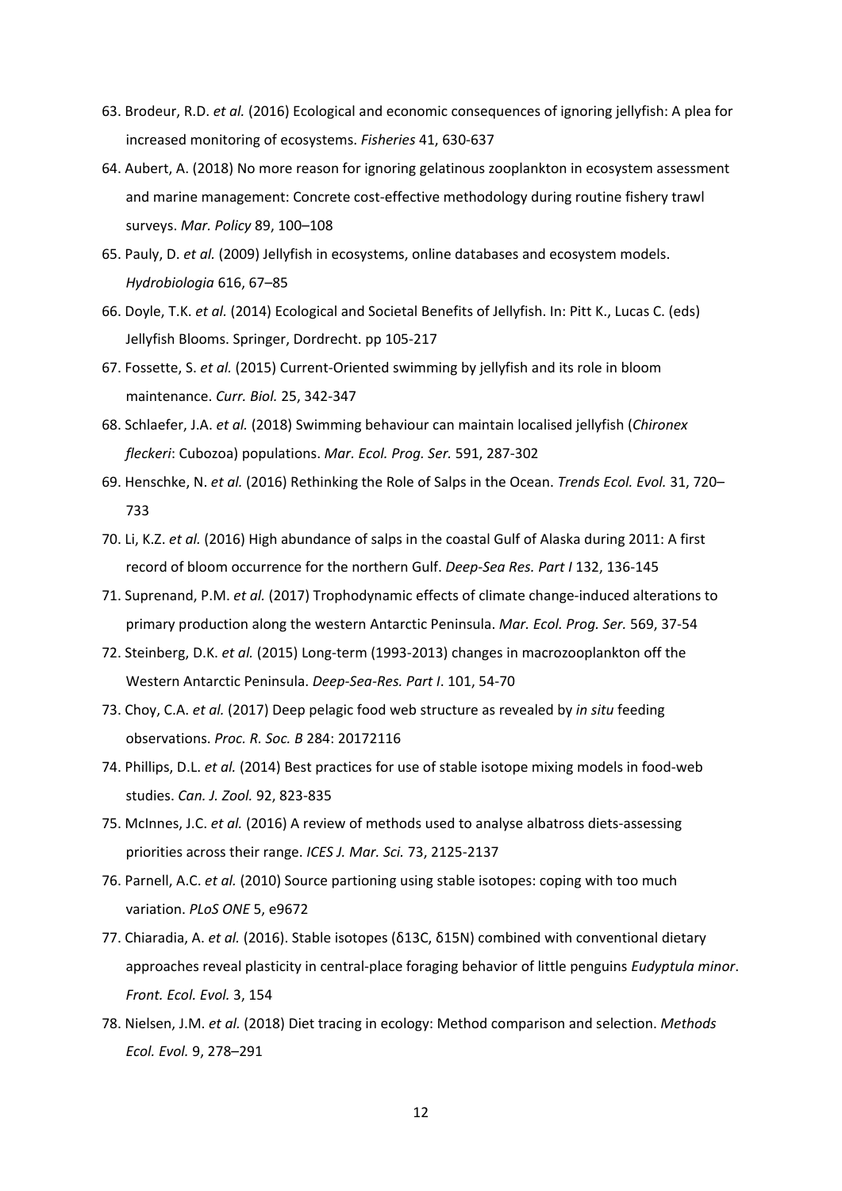63. Brodeur, R.D. *et al.* (2016) Ecological and economic consequences of ignoring jellyfish: A plea for increased monitoring of ecosystems. *Fisheries* 41, 630-637

64. Aubert, A. (2018) No more reason for ignoring gelatinous zooplankton in ecosystem assessment and marine management: Concrete cost-effective methodology during routine fishery trawl surveys. *Mar. Policy* 89, 100–108

65. Pauly, D. *et al.* (2009) Jellyfish in ecosystems, online databases and ecosystem models. *Hydrobiologia* 616, 67–85

66. Doyle, T.K. *et al.* (2014) Ecological and Societal Benefits of Jellyfish. In: Pitt K., Lucas C. (eds) Jellyfish Blooms. Springer, Dordrecht. pp 105-217

67. Fossette, S. *et al.* (2015) Current-Oriented swimming by jellyfish and its role in bloom maintenance. *Curr. Biol.* 25, 342-347

68. Schlaefer, J.A. *et al.* (2018) Swimming behaviour can maintain localised jellyfish (*Chironex fleckeri*: Cubozoa) populations. *Mar. Ecol. Prog. Ser.* 591, 287-302

69. Henschke, N. *et al.* (2016) Rethinking the Role of Salps in the Ocean. *Trends Ecol. Evol.* 31, 720–733

70. Li, K.Z. *et al.* (2016) High abundance of salps in the coastal Gulf of Alaska during 2011: A first record of bloom occurrence for the northern Gulf. *Deep-Sea Res. Part I* 132, 136-145

71. Suprenand, P.M. *et al.* (2017) Trophodynamic effects of climate change-induced alterations to primary production along the western Antarctic Peninsula. *Mar. Ecol. Prog. Ser.* 569, 37-54

72. Steinberg, D.K. *et al.* (2015) Long-term (1993-2013) changes in macrozooplankton off the Western Antarctic Peninsula. *Deep-Sea-Res. Part I*. 101, 54-70

73. Choy, C.A. *et al.* (2017) Deep pelagic food web structure as revealed by *in situ* feeding observations. *Proc. R. Soc. B* 284: 20172116

74. Phillips, D.L. *et al.* (2014) Best practices for use of stable isotope mixing models in food-web studies. *Can. J. Zool.* 92, 823-835

75. McInnes, J.C. *et al.* (2016) A review of methods used to analyse albatross diets-assessing priorities across their range. *ICES J. Mar. Sci.* 73, 2125-2137

76. Parnell, A.C. *et al.* (2010) Source partioning using stable isotopes: coping with too much variation. *PLoS ONE* 5, e9672

77. Chiaradia, A. *et al.* (2016). Stable isotopes ($\delta^{13}C$, $\delta^{15}N$) combined with conventional dietary approaches reveal plasticity in central-place foraging behavior of little penguins *Eudyptula minor*. *Front. Ecol. Evol.* 3, 154

78. Nielsen, J.M. *et al.* (2018) Diet tracing in ecology: Method comparison and selection. *Methods Ecol. Evol.* 9, 278–291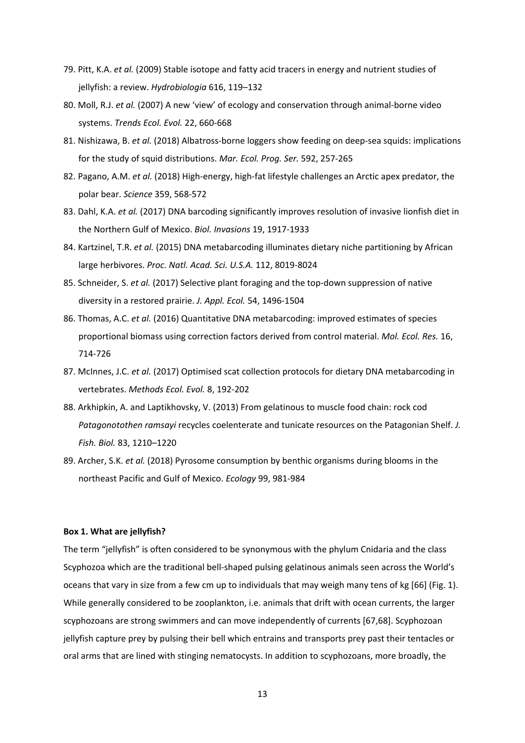79. Pitt, K.A. *et al.* (2009) Stable isotope and fatty acid tracers in energy and nutrient studies of jellyfish: a review. *Hydrobiologia* 616, 119–132
80. Moll, R.J. *et al.* (2007) A new 'view' of ecology and conservation through animal-borne video systems. *Trends Ecol. Evol.* 22, 660-668
81. Nishizawa, B. *et al.* (2018) Albatross-borne loggers show feeding on deep-sea squids: implications for the study of squid distributions. *Mar. Ecol. Prog. Ser.* 592, 257-265
82. Pagano, A.M. *et al.* (2018) High-energy, high-fat lifestyle challenges an Arctic apex predator, the polar bear. *Science* 359, 568-572
83. Dahl, K.A. *et al.* (2017) DNA barcoding significantly improves resolution of invasive lionfish diet in the Northern Gulf of Mexico. *Biol. Invasions* 19, 1917-1933
84. Kartzinel, T.R. *et al.* (2015) DNA metabarcoding illuminates dietary niche partitioning by African large herbivores. *Proc. Natl. Acad. Sci. U.S.A.* 112, 8019-8024
85. Schneider, S. *et al.* (2017) Selective plant foraging and the top-down suppression of native diversity in a restored prairie. *J. Appl. Ecol.* 54, 1496-1504
86. Thomas, A.C. *et al.* (2016) Quantitative DNA metabarcoding: improved estimates of species proportional biomass using correction factors derived from control material. *Mol. Ecol. Res.* 16, 714-726
87. McInnes, J.C. *et al.* (2017) Optimised scat collection protocols for dietary DNA metabarcoding in vertebrates. *Methods Ecol. Evol.* 8, 192-202
88. Arkhipkin, A. and Laptikhovsky, V. (2013) From gelatinous to muscle food chain: rock cod *Patagonotothen ramsayi* recycles coelenterate and tunicate resources on the Patagonian Shelf. *J. Fish. Biol.* 83, 1210–1220
89. Archer, S.K. *et al.* (2018) Pyrosome consumption by benthic organisms during blooms in the northeast Pacific and Gulf of Mexico. *Ecology* 99, 981-984

**Box 1. What are jellyfish?**

The term "jellyfish" is often considered to be synonymous with the phylum Cnidaria and the class Scyphozoa which are the traditional bell-shaped pulsing gelatinous animals seen across the World's oceans that vary in size from a few cm up to individuals that may weigh many tens of kg [66] (Fig. 1). While generally considered to be zooplankton, i.e. animals that drift with ocean currents, the larger scyphozoans are strong swimmers and can move independently of currents [67,68]. Scyphozoan jellyfish capture prey by pulsing their bell which entrains and transports prey past their tentacles or oral arms that are lined with stinging nematocysts. In addition to scyphozoans, more broadly, the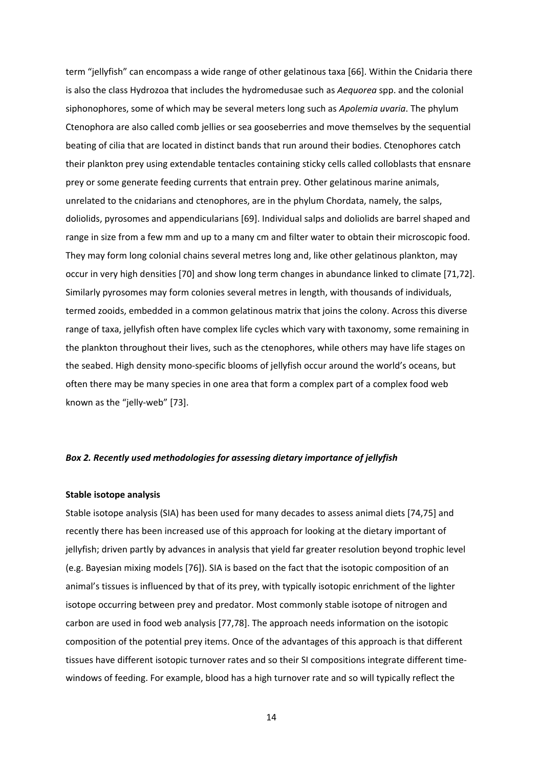term "jellyfish" can encompass a wide range of other gelatinous taxa [66]. Within the Cnidaria there is also the class Hydrozoa that includes the hydromedusae such as *Aequorea* spp. and the colonial siphonophores, some of which may be several meters long such as *Apolemia uvaria*. The phylum Ctenophora are also called comb jellies or sea gooseberries and move themselves by the sequential beating of cilia that are located in distinct bands that run around their bodies. Ctenophores catch their plankton prey using extendable tentacles containing sticky cells called colloblasts that ensnare prey or some generate feeding currents that entrain prey. Other gelatinous marine animals, unrelated to the cnidarians and ctenophores, are in the phylum Chordata, namely, the salps, doliolids, pyrosomes and appendicularians [69]. Individual salps and doliolids are barrel shaped and range in size from a few mm and up to a many cm and filter water to obtain their microscopic food. They may form long colonial chains several metres long and, like other gelatinous plankton, may occur in very high densities [70] and show long term changes in abundance linked to climate [71,72]. Similarly pyrosomes may form colonies several metres in length, with thousands of individuals, termed zooids, embedded in a common gelatinous matrix that joins the colony. Across this diverse range of taxa, jellyfish often have complex life cycles which vary with taxonomy, some remaining in the plankton throughout their lives, such as the ctenophores, while others may have life stages on the seabed. High density mono-specific blooms of jellyfish occur around the world's oceans, but often there may be many species in one area that form a complex part of a complex food web known as the "jelly-web" [73].

### ***Box 2. Recently used methodologies for assessing dietary importance of jellyfish***

**Stable isotope analysis**

Stable isotope analysis (SIA) has been used for many decades to assess animal diets [74,75] and recently there has been increased use of this approach for looking at the dietary important of jellyfish; driven partly by advances in analysis that yield far greater resolution beyond trophic level (e.g. Bayesian mixing models [76]). SIA is based on the fact that the isotopic composition of an animal's tissues is influenced by that of its prey, with typically isotopic enrichment of the lighter isotope occurring between prey and predator. Most commonly stable isotope of nitrogen and carbon are used in food web analysis [77,78]. The approach needs information on the isotopic composition of the potential prey items. Once of the advantages of this approach is that different tissues have different isotopic turnover rates and so their SI compositions integrate different time-windows of feeding. For example, blood has a high turnover rate and so will typically reflect the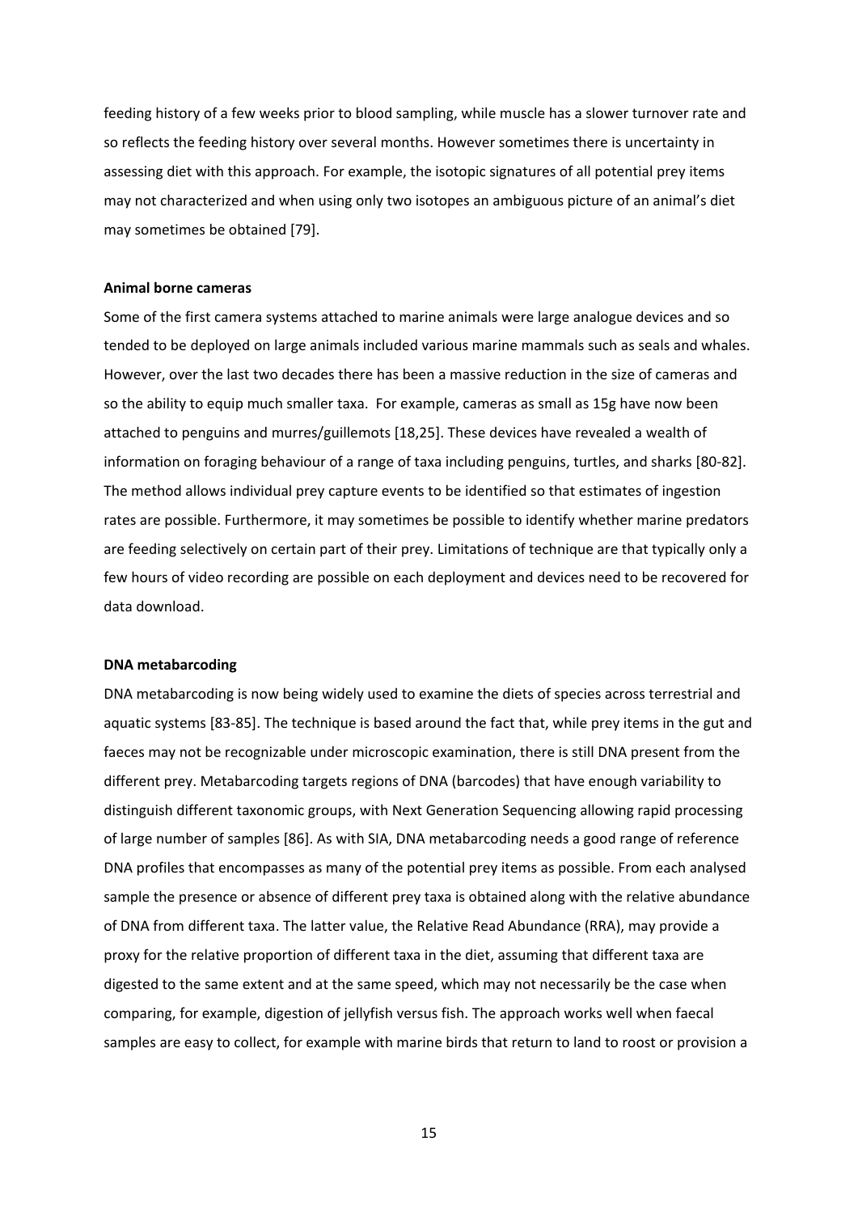feeding history of a few weeks prior to blood sampling, while muscle has a slower turnover rate and so reflects the feeding history over several months. However sometimes there is uncertainty in assessing diet with this approach. For example, the isotopic signatures of all potential prey items may not characterized and when using only two isotopes an ambiguous picture of an animal's diet may sometimes be obtained [79].

**Animal borne cameras**

Some of the first camera systems attached to marine animals were large analogue devices and so tended to be deployed on large animals included various marine mammals such as seals and whales. However, over the last two decades there has been a massive reduction in the size of cameras and so the ability to equip much smaller taxa. For example, cameras as small as 15g have now been attached to penguins and murres/guillemots [18,25]. These devices have revealed a wealth of information on foraging behaviour of a range of taxa including penguins, turtles, and sharks [80-82]. The method allows individual prey capture events to be identified so that estimates of ingestion rates are possible. Furthermore, it may sometimes be possible to identify whether marine predators are feeding selectively on certain part of their prey. Limitations of technique are that typically only a few hours of video recording are possible on each deployment and devices need to be recovered for data download.

**DNA metabarcoding**

DNA metabarcoding is now being widely used to examine the diets of species across terrestrial and aquatic systems [83-85]. The technique is based around the fact that, while prey items in the gut and faeces may not be recognizable under microscopic examination, there is still DNA present from the different prey. Metabarcoding targets regions of DNA (barcodes) that have enough variability to distinguish different taxonomic groups, with Next Generation Sequencing allowing rapid processing of large number of samples [86]. As with SIA, DNA metabarcoding needs a good range of reference DNA profiles that encompasses as many of the potential prey items as possible. From each analysed sample the presence or absence of different prey taxa is obtained along with the relative abundance of DNA from different taxa. The latter value, the Relative Read Abundance (RRA), may provide a proxy for the relative proportion of different taxa in the diet, assuming that different taxa are digested to the same extent and at the same speed, which may not necessarily be the case when comparing, for example, digestion of jellyfish versus fish. The approach works well when faecal samples are easy to collect, for example with marine birds that return to land to roost or provision a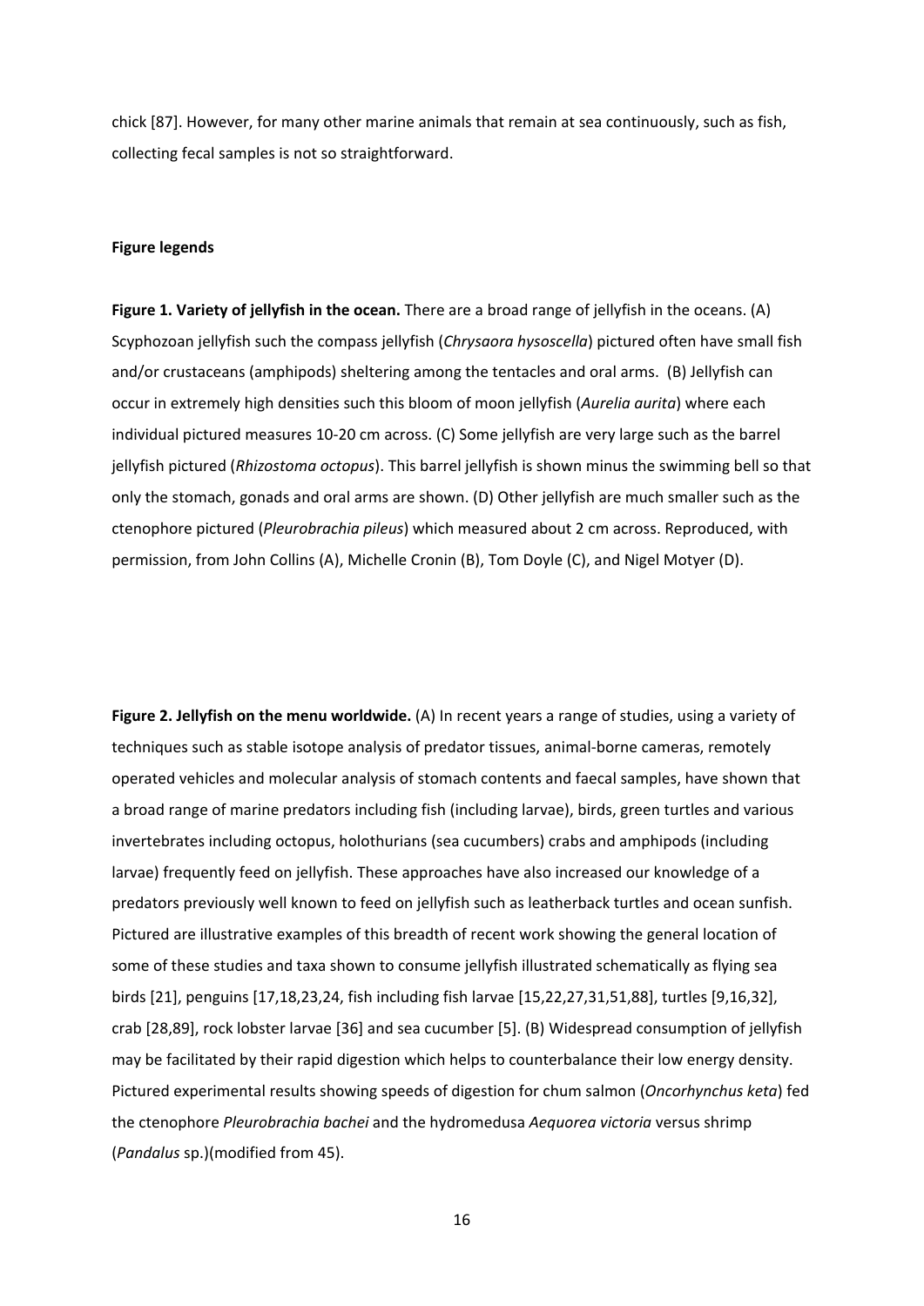chick [87]. However, for many other marine animals that remain at sea continuously, such as fish, collecting fecal samples is not so straightforward.

**Figure legends**

**Figure 1. Variety of jellyfish in the ocean.** There are a broad range of jellyfish in the oceans. (A) Scyphozoan jellyfish such the compass jellyfish (*Chrysaora hysoscella*) pictured often have small fish and/or crustaceans (amphipods) sheltering among the tentacles and oral arms. (B) Jellyfish can occur in extremely high densities such this bloom of moon jellyfish (*Aurelia aurita*) where each individual pictured measures 10-20 cm across. (C) Some jellyfish are very large such as the barrel jellyfish pictured (*Rhizostoma octopus*). This barrel jellyfish is shown minus the swimming bell so that only the stomach, gonads and oral arms are shown. (D) Other jellyfish are much smaller such as the ctenophore pictured (*Pleurobrachia pileus*) which measured about 2 cm across. Reproduced, with permission, from John Collins (A), Michelle Cronin (B), Tom Doyle (C), and Nigel Motyer (D).

**Figure 2. Jellyfish on the menu worldwide.** (A) In recent years a range of studies, using a variety of techniques such as stable isotope analysis of predator tissues, animal-borne cameras, remotely operated vehicles and molecular analysis of stomach contents and faecal samples, have shown that a broad range of marine predators including fish (including larvae), birds, green turtles and various invertebrates including octopus, holothurians (sea cucumbers) crabs and amphipods (including larvae) frequently feed on jellyfish. These approaches have also increased our knowledge of a predators previously well known to feed on jellyfish such as leatherback turtles and ocean sunfish. Pictured are illustrative examples of this breadth of recent work showing the general location of some of these studies and taxa shown to consume jellyfish illustrated schematically as flying sea birds [21], penguins [17,18,23,24, fish including fish larvae [15,22,27,31,51,88], turtles [9,16,32], crab [28,89], rock lobster larvae [36] and sea cucumber [5]. (B) Widespread consumption of jellyfish may be facilitated by their rapid digestion which helps to counterbalance their low energy density. Pictured experimental results showing speeds of digestion for chum salmon (*Oncorhynchus keta*) fed the ctenophore *Pleurobrachia bachei* and the hydromedusa *Aequorea victoria* versus shrimp (*Pandalus* sp.)(modified from 45).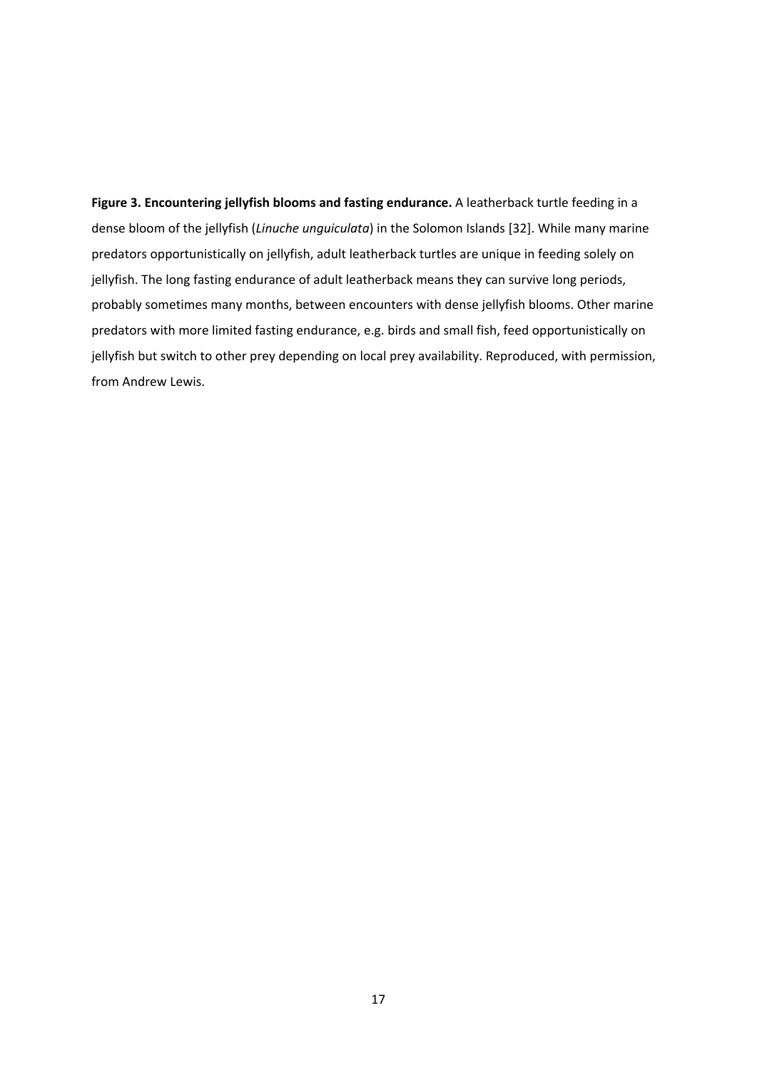**Figure 3. Encountering jellyfish blooms and fasting endurance.** A leatherback turtle feeding in a dense bloom of the jellyfish (*Linuche unguiculata*) in the Solomon Islands [32]. While many marine predators opportunistically on jellyfish, adult leatherback turtles are unique in feeding solely on jellyfish. The long fasting endurance of adult leatherback means they can survive long periods, probably sometimes many months, between encounters with dense jellyfish blooms. Other marine predators with more limited fasting endurance, e.g. birds and small fish, feed opportunistically on jellyfish but switch to other prey depending on local prey availability. Reproduced, with permission, from Andrew Lewis.